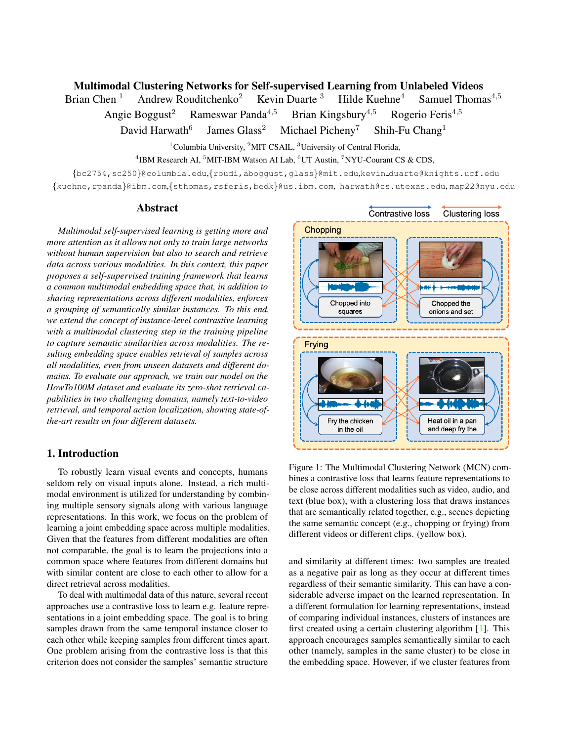# Multimodal Clustering Networks for Self-supervised Learning from Unlabeled Videos

Brian Chen [1] Andrew Rouditchenko [2] Kevin Duarte [3] Hilde Kuehne [4] Samuel Thomas [4,5]
Angie Boggust [2] Rameswar Panda [4,5] Brian Kingsbury [4,5] Rogerio Feris [4,5]
David Harwath [6] James Glass [2] Michael Picheny [7] Shih-Fu Chang [1]

[1]Columbia University, [2]MIT CSAIL, [3]University of Central Florida,
[4]IBM Research AI, [5]MIT-IBM Watson AI Lab, [6]UT Austin, [7]NYU-Courant CS & CDS,

{bc2754,sc250}@columbia.edu,{roudi,aboggust,glass}@mit.edu,kevin_duarte@knights.ucf.edu
{kuehne,rpanda}@ibm.com,{sthomas,rsferis,bedk}@us.ibm.com, harwath@cs.utexas.edu, map22@nyu.edu

## Abstract

*Multimodal self-supervised learning is getting more and more attention as it allows not only to train large networks without human supervision but also to search and retrieve data across various modalities. In this context, this paper proposes a self-supervised training framework that learns a common multimodal embedding space that, in addition to sharing representations across different modalities, enforces a grouping of semantically similar instances. To this end, we extend the concept of instance-level contrastive learning with a multimodal clustering step in the training pipeline to capture semantic similarities across modalities. The resulting embedding space enables retrieval of samples across all modalities, even from unseen datasets and different domains. To evaluate our approach, we train our model on the HowTo100M dataset and evaluate its zero-shot retrieval capabilities in two challenging domains, namely text-to-video retrieval, and temporal action localization, showing state-of-the-art results on four different datasets.*

## 1. Introduction

To robustly learn visual events and concepts, humans seldom rely on visual inputs alone. Instead, a rich multimodal environment is utilized for understanding by combining multiple sensory signals along with various language representations. In this work, we focus on the problem of learning a joint embedding space across multiple modalities. Given that the features from different modalities are often not comparable, the goal is to learn the projections into a common space where features from different domains but with similar content are close to each other to allow for a direct retrieval across modalities.

To deal with multimodal data of this nature, several recent approaches use a contrastive loss to learn e.g. feature representations in a joint embedding space. The goal is to bring samples drawn from the same temporal instance closer to each other while keeping samples from different times apart. One problem arising from the contrastive loss is that this criterion does not consider the samples' semantic structure and similarity at different times: two samples are treated as a negative pair as long as they occur at different times regardless of their semantic similarity. This can have a considerable adverse impact on the learned representation. In a different formulation for learning representations, instead of comparing individual instances, clusters of instances are first created using a certain clustering algorithm [1]. This approach encourages samples semantically similar to each other (namely, samples in the same cluster) to be close in the embedding space. However, if we cluster features from

Figure 1: The Multimodal Clustering Network (MCN) combines a contrastive loss that learns feature representations to be close across different modalities such as video, audio, and text (blue box), with a clustering loss that draws instances that are semantically related together, e.g., scenes depicting the same semantic concept (e.g., chopping or frying) from different videos or different clips. (yellow box).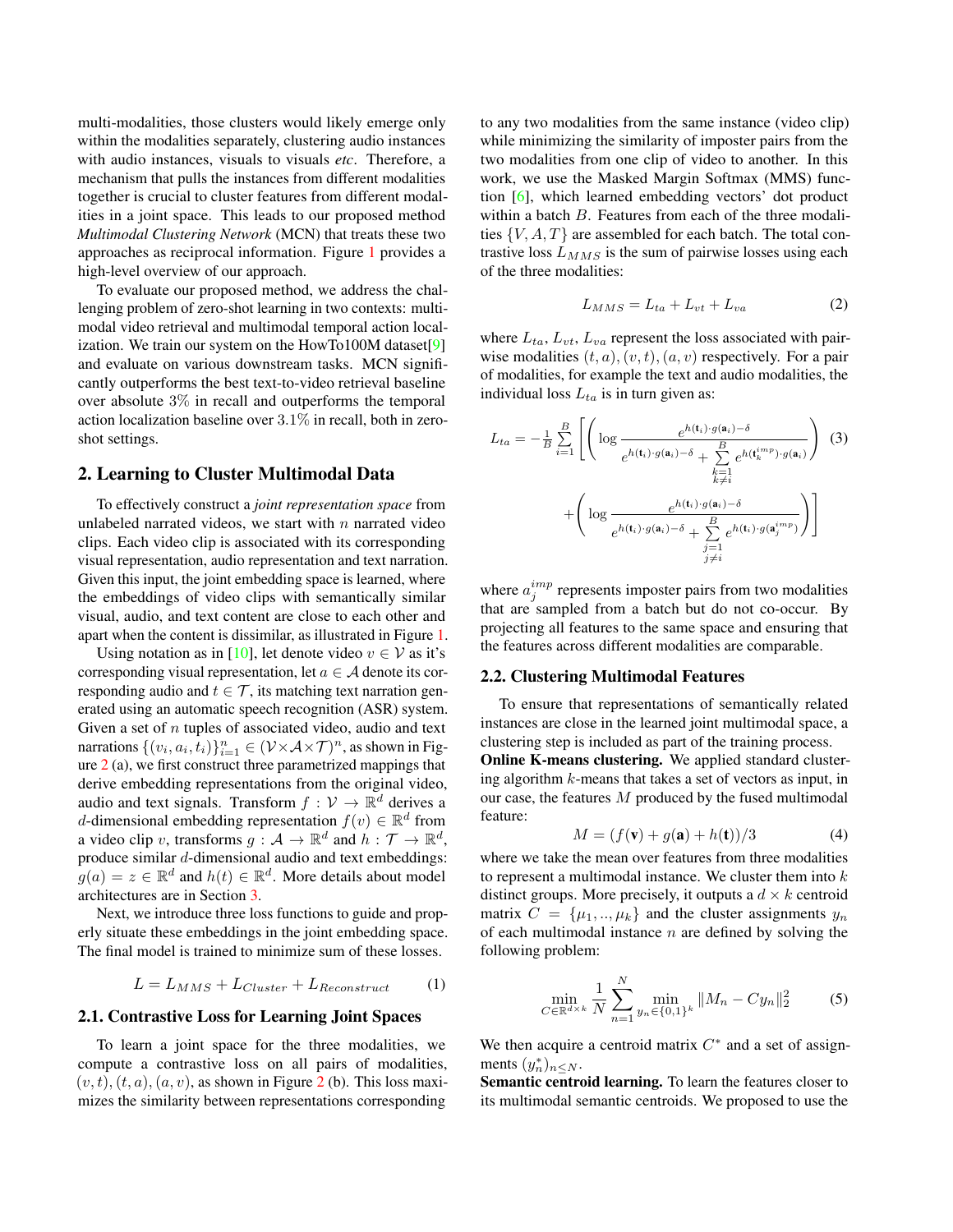multi-modalities, those clusters would likely emerge only within the modalities separately, clustering audio instances with audio instances, visuals to visuals *etc*. Therefore, a mechanism that pulls the instances from different modalities together is crucial to cluster features from different modalities in a joint space. This leads to our proposed method *Multimodal Clustering Network* (MCN) that treats these two approaches as reciprocal information. Figure 1 provides a high-level overview of our approach.

To evaluate our proposed method, we address the challenging problem of zero-shot learning in two contexts: multimodal video retrieval and multimodal temporal action localization. We train our system on the HowTo100M dataset[9] and evaluate on various downstream tasks. MCN significantly outperforms the best text-to-video retrieval baseline over absolute 3% in recall and outperforms the temporal action localization baseline over 3.1% in recall, both in zero-shot settings.

## 2. Learning to Cluster Multimodal Data

To effectively construct a *joint representation space* from unlabeled narrated videos, we start with $n$ narrated video clips. Each video clip is associated with its corresponding visual representation, audio representation and text narration. Given this input, the joint embedding space is learned, where the embeddings of video clips with semantically similar visual, audio, and text content are close to each other and apart when the content is dissimilar, as illustrated in Figure 1.

Using notation as in [10], let denote video $v \in \mathcal{V}$ as it's corresponding visual representation, let $a \in \mathcal{A}$ denote its corresponding audio and $t \in \mathcal{T}$, its matching text narration generated using an automatic speech recognition (ASR) system. Given a set of $n$ tuples of associated video, audio and text narrations $\{(v_i, a_i, t_i)\}_{i=1}^{n} \in (\mathcal{V} \times \mathcal{A} \times \mathcal{T})^n$, as shown in Figure 2 (a), we first construct three parametrized mappings that derive embedding representations from the original video, audio and text signals. Transform $f : \mathcal{V} \rightarrow \mathbb{R}^d$ derives a $d$-dimensional embedding representation $f(v) \in \mathbb{R}^d$ from a video clip $v$, transforms $g : \mathcal{A} \rightarrow \mathbb{R}^d$ and $h : \mathcal{T} \rightarrow \mathbb{R}^d$, produce similar $d$-dimensional audio and text embeddings: $g(a) = z \in \mathbb{R}^d$ and $h(t) \in \mathbb{R}^d$. More details about model architectures are in Section 3.

Next, we introduce three loss functions to guide and properly situate these embeddings in the joint embedding space. The final model is trained to minimize sum of these losses.

$$L = L_{MMS} + L_{Cluster} + L_{Reconstruct} \tag{1}$$

### 2.1. Contrastive Loss for Learning Joint Spaces

To learn a joint space for the three modalities, we compute a contrastive loss on all pairs of modalities, $(v,t), (t,a), (a,v)$, as shown in Figure 2 (b). This loss maximizes the similarity between representations corresponding to any two modalities from the same instance (video clip) while minimizing the similarity of imposter pairs from the two modalities from one clip of video to another. In this work, we use the Masked Margin Softmax (MMS) function [6], which learned embedding vectors' dot product within a batch $B$. Features from each of the three modalities $\{V, A, T\}$ are assembled for each batch. The total contrastive loss $L_{MMS}$ is the sum of pairwise losses using each of the three modalities:

$$L_{MMS} = L_{ta} + L_{vt} + L_{va} \tag{2}$$

where $L_{ta}$, $L_{vt}$, $L_{va}$ represent the loss associated with pairwise modalities $(t,a), (v,t), (a,v)$ respectively. For a pair of modalities, for example the text and audio modalities, the individual loss $L_{ta}$ is in turn given as:

$$L_{ta} = -\frac{1}{B}\sum_{i=1}^{B}\left[\left(\log \frac{e^{h(\mathbf{t}_i)\cdot g(\mathbf{a}_i) - \delta}}{e^{h(\mathbf{t}_i)\cdot g(\mathbf{a}_i) - \delta} + \sum\limits_{\substack{k=1 \\ k \neq i}}^{B} e^{h(\mathbf{t}_k^{imp})\cdot g(\mathbf{a}_i)}}\right) + \left(\log \frac{e^{h(\mathbf{t}_i)\cdot g(\mathbf{a}_i) - \delta}}{e^{h(\mathbf{t}_i)\cdot g(\mathbf{a}_i) - \delta} + \sum\limits_{\substack{j=1 \\ j \neq i}}^{B} e^{h(\mathbf{t}_i)\cdot g(\mathbf{a}_j^{imp})}}\right)\right] \tag{3}$$

where $a_j^{imp}$ represents imposter pairs from two modalities that are sampled from a batch but do not co-occur. By projecting all features to the same space and ensuring that the features across different modalities are comparable.

### 2.2. Clustering Multimodal Features

To ensure that representations of semantically related instances are close in the learned joint multimodal space, a clustering step is included as part of the training process.

**Online K-means clustering.** We applied standard clustering algorithm $k$-means that takes a set of vectors as input, in our case, the features $M$ produced by the fused multimodal feature:

$$M = (f(\mathbf{v}) + g(\mathbf{a}) + h(\mathbf{t}))/3 \tag{4}$$

where we take the mean over features from three modalities to represent a multimodal instance. We cluster them into $k$ distinct groups. More precisely, it outputs a $d \times k$ centroid matrix $C = \{\mu_1, .., \mu_k\}$ and the cluster assignments $y_n$ of each multimodal instance $n$ are defined by solving the following problem:

$$\min_{C \in \mathbb{R}^{d \times k}} \frac{1}{N} \sum_{n=1}^{N} \min_{y_n \in \{0,1\}^k} \|M_n - C y_n\|_2^2 \tag{5}$$

We then acquire a centroid matrix $C^*$ and a set of assignments $(y_n^*)_{n \leq N}$.

**Semantic centroid learning.** To learn the features closer to its multimodal semantic centroids. We proposed to use the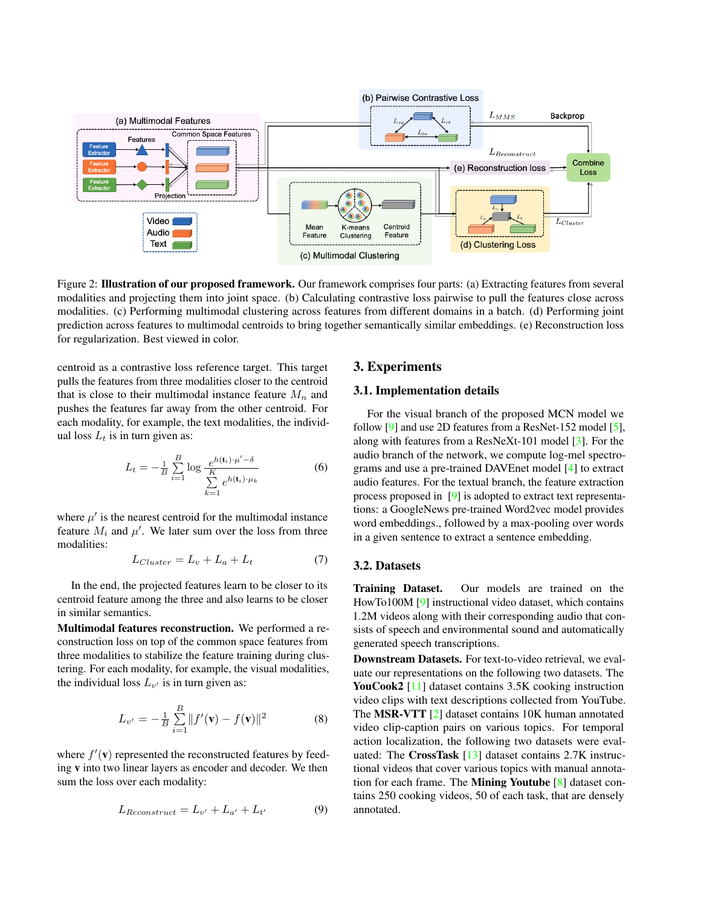Figure 2: **Illustration of our proposed framework.** Our framework comprises four parts: (a) Extracting features from several modalities and projecting them into joint space. (b) Calculating contrastive loss pairwise to pull the features close across modalities. (c) Performing multimodal clustering across features from different domains in a batch. (d) Performing joint prediction across features to multimodal centroids to bring together semantically similar embeddings. (e) Reconstruction loss for regularization. Best viewed in color.

centroid as a contrastive loss reference target. This target pulls the features from three modalities closer to the centroid that is close to their multimodal instance feature $M_n$ and pushes the features far away from the other centroid. For each modality, for example, the text modalities, the individual loss $L_t$ is in turn given as:

$$L_t = -\frac{1}{B}\sum_{i=1}^{B} \log \frac{e^{h(\mathbf{t}_i)\cdot\mu' - \delta}}{\sum_{k=1}^{K} e^{h(\mathbf{t}_i)\cdot\mu_k}} \tag{6}$$

where $\mu'$ is the nearest centroid for the multimodal instance feature $M_i$ and $\mu'$. We later sum over the loss from three modalities:

$$L_{Cluster} = L_v + L_a + L_t \tag{7}$$

In the end, the projected features learn to be closer to its centroid feature among the three and also learns to be closer in similar semantics.

**Multimodal features reconstruction.** We performed a reconstruction loss on top of the common space features from three modalities to stabilize the feature training during clustering. For each modality, for example, the visual modalities, the individual loss $L_{v'}$ is in turn given as:

$$L_{v'} = -\frac{1}{B}\sum_{i=1}^{B} \|f'(\mathbf{v}) - f(\mathbf{v})\|^2 \tag{8}$$

where $f'(\mathbf{v})$ represented the reconstructed features by feeding $\mathbf{v}$ into two linear layers as encoder and decoder. We then sum the loss over each modality:

$$L_{Reconstruct} = L_{v'} + L_{a'} + L_{t'} \tag{9}$$

## 3. Experiments

### 3.1. Implementation details

For the visual branch of the proposed MCN model we follow [9] and use 2D features from a ResNet-152 model [5], along with features from a ResNeXt-101 model [3]. For the audio branch of the network, we compute log-mel spectrograms and use a pre-trained DAVEnet model [4] to extract audio features. For the textual branch, the feature extraction process proposed in [9] is adopted to extract text representations: a GoogleNews pre-trained Word2vec model provides word embeddings., followed by a max-pooling over words in a given sentence to extract a sentence embedding.

### 3.2. Datasets

**Training Dataset.** Our models are trained on the HowTo100M [9] instructional video dataset, which contains 1.2M videos along with their corresponding audio that consists of speech and environmental sound and automatically generated speech transcriptions.

**Downstream Datasets.** For text-to-video retrieval, we evaluate our representations on the following two datasets. The **YouCook2** [11] dataset contains 3.5K cooking instruction video clips with text descriptions collected from YouTube. The **MSR-VTT** [2] dataset contains 10K human annotated video clip-caption pairs on various topics. For temporal action localization, the following two datasets were evaluated: The **CrossTask** [13] dataset contains 2.7K instructional videos that cover various topics with manual annotation for each frame. The **Mining Youtube** [8] dataset contains 250 cooking videos, 50 of each task, that are densely annotated.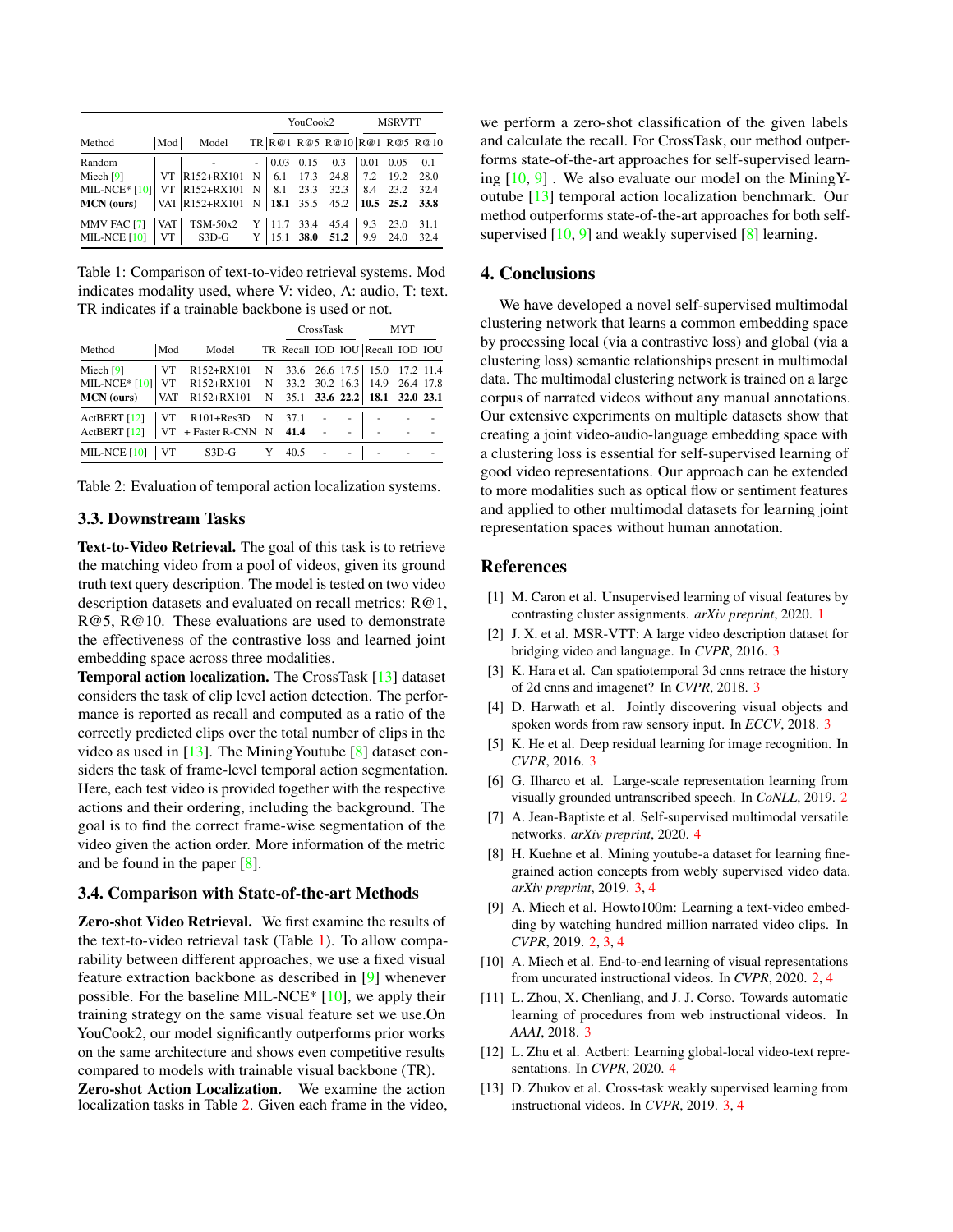| Method | Mod | Model | TR | YouCook2 R@1 | YouCook2 R@5 | YouCook2 R@10 | MSRVTT R@1 | MSRVTT R@5 | MSRVTT R@10 |
|---|---|---|---|---|---|---|---|---|---|
| Random | | - | - | 0.03 | 0.15 | 0.3 | 0.01 | 0.05 | 0.1 |
| Miech [9] | VT | R152+RX101 | N | 6.1 | 17.3 | 24.8 | 7.2 | 19.2 | 28.0 |
| MIL-NCE* [10] | VT | R152+RX101 | N | 8.1 | 23.3 | 32.3 | 8.4 | 23.2 | 32.4 |
| **MCN (ours)** | VAT | R152+RX101 | N | **18.1** | 35.5 | 45.2 | **10.5** | **25.2** | **33.8** |
| MMV FAC [7] | VAT | TSM-50x2 | Y | 11.7 | 33.4 | 45.4 | 9.3 | 23.0 | 31.1 |
| MIL-NCE [10] | VT | S3D-G | Y | 15.1 | **38.0** | **51.2** | 9.9 | 24.0 | 32.4 |

Table 1: Comparison of text-to-video retrieval systems. Mod indicates modality used, where V: video, A: audio, T: text. TR indicates if a trainable backbone is used or not.

| Method | Mod | Model | TR | CrossTask Recall | CrossTask IOD | CrossTask IOU | MYT Recall | MYT IOD | MYT IOU |
|---|---|---|---|---|---|---|---|---|---|
| Miech [9] | VT | R152+RX101 | N | 33.6 | 26.6 | 17.5 | 15.0 | 17.2 | 11.4 |
| MIL-NCE* [10] | VT | R152+RX101 | N | 33.2 | 30.2 | 16.3 | 14.9 | 26.4 | 17.8 |
| **MCN (ours)** | VAT | R152+RX101 | N | 35.1 | **33.6** | **22.2** | **18.1** | **32.0** | **23.1** |
| ActBERT [12] | VT | R101+Res3D | N | 37.1 | - | - | - | - | - |
| ActBERT [12] | VT | + Faster R-CNN | N | **41.4** | - | - | - | - | - |
| MIL-NCE [10] | VT | S3D-G | Y | 40.5 | - | - | - | - | - |

Table 2: Evaluation of temporal action localization systems.

### 3.3. Downstream Tasks

**Text-to-Video Retrieval.** The goal of this task is to retrieve the matching video from a pool of videos, given its ground truth text query description. The model is tested on two video description datasets and evaluated on recall metrics: R@1, R@5, R@10. These evaluations are used to demonstrate the effectiveness of the contrastive loss and learned joint embedding space across three modalities.

**Temporal action localization.** The CrossTask [13] dataset considers the task of clip level action detection. The performance is reported as recall and computed as a ratio of the correctly predicted clips over the total number of clips in the video as used in [13]. The MiningYoutube [8] dataset considers the task of frame-level temporal action segmentation. Here, each test video is provided together with the respective actions and their ordering, including the background. The goal is to find the correct frame-wise segmentation of the video given the action order. More information of the metric and be found in the paper [8].

### 3.4. Comparison with State-of-the-art Methods

**Zero-shot Video Retrieval.** We first examine the results of the text-to-video retrieval task (Table 1). To allow comparability between different approaches, we use a fixed visual feature extraction backbone as described in [9] whenever possible. For the baseline MIL-NCE* [10], we apply their training strategy on the same visual feature set we use.On YouCook2, our model significantly outperforms prior works on the same architecture and shows even competitive results compared to models with trainable visual backbone (TR).

**Zero-shot Action Localization.** We examine the action localization tasks in Table 2. Given each frame in the video, we perform a zero-shot classification of the given labels and calculate the recall. For CrossTask, our method outperforms state-of-the-art approaches for self-supervised learning [10, 9] . We also evaluate our model on the MiningYoutube [13] temporal action localization benchmark. Our method outperforms state-of-the-art approaches for both self-supervised [10, 9] and weakly supervised [8] learning.

## 4. Conclusions

We have developed a novel self-supervised multimodal clustering network that learns a common embedding space by processing local (via a contrastive loss) and global (via a clustering loss) semantic relationships present in multimodal data. The multimodal clustering network is trained on a large corpus of narrated videos without any manual annotations. Our extensive experiments on multiple datasets show that creating a joint video-audio-language embedding space with a clustering loss is essential for self-supervised learning of good video representations. Our approach can be extended to more modalities such as optical flow or sentiment features and applied to other multimodal datasets for learning joint representation spaces without human annotation.

## References

[1] M. Caron et al. Unsupervised learning of visual features by contrasting cluster assignments. *arXiv preprint*, 2020. 1

[2] J. X. et al. MSR-VTT: A large video description dataset for bridging video and language. In *CVPR*, 2016. 3

[3] K. Hara et al. Can spatiotemporal 3d cnns retrace the history of 2d cnns and imagenet? In *CVPR*, 2018. 3

[4] D. Harwath et al. Jointly discovering visual objects and spoken words from raw sensory input. In *ECCV*, 2018. 3

[5] K. He et al. Deep residual learning for image recognition. In *CVPR*, 2016. 3

[6] G. Ilharco et al. Large-scale representation learning from visually grounded untranscribed speech. In *CoNLL*, 2019. 2

[7] A. Jean-Baptiste et al. Self-supervised multimodal versatile networks. *arXiv preprint*, 2020. 4

[8] H. Kuehne et al. Mining youtube-a dataset for learning fine-grained action concepts from webly supervised video data. *arXiv preprint*, 2019. 3, 4

[9] A. Miech et al. Howto100m: Learning a text-video embedding by watching hundred million narrated video clips. In *CVPR*, 2019. 2, 3, 4

[10] A. Miech et al. End-to-end learning of visual representations from uncurated instructional videos. In *CVPR*, 2020. 2, 4

[11] L. Zhou, X. Chenliang, and J. J. Corso. Towards automatic learning of procedures from web instructional videos. In *AAAI*, 2018. 3

[12] L. Zhu et al. Actbert: Learning global-local video-text representations. In *CVPR*, 2020. 4

[13] D. Zhukov et al. Cross-task weakly supervised learning from instructional videos. In *CVPR*, 2019. 3, 4